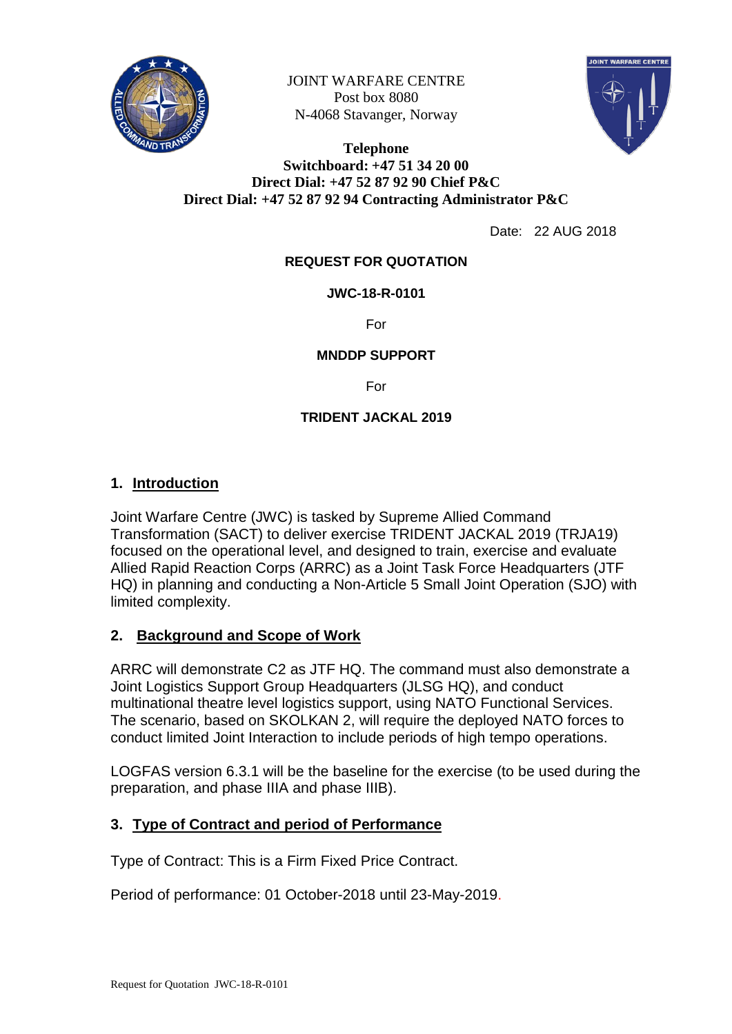JOINT WARFARE CENTRE
Post box 8080
N-4068 Stavanger, Norway

**Telephone**
**Switchboard: +47 51 34 20 00**
**Direct Dial: +47 52 87 92 90 Chief P&C**
**Direct Dial: +47 52 87 92 94 Contracting Administrator P&C**

Date: 22 AUG 2018

**REQUEST FOR QUOTATION**

**JWC-18-R-0101**

For

**MNDDP SUPPORT**

For

**TRIDENT JACKAL 2019**

## 1. Introduction

Joint Warfare Centre (JWC) is tasked by Supreme Allied Command Transformation (SACT) to deliver exercise TRIDENT JACKAL 2019 (TRJA19) focused on the operational level, and designed to train, exercise and evaluate Allied Rapid Reaction Corps (ARRC) as a Joint Task Force Headquarters (JTF HQ) in planning and conducting a Non-Article 5 Small Joint Operation (SJO) with limited complexity.

## 2. Background and Scope of Work

ARRC will demonstrate C2 as JTF HQ. The command must also demonstrate a Joint Logistics Support Group Headquarters (JLSG HQ), and conduct multinational theatre level logistics support, using NATO Functional Services. The scenario, based on SKOLKAN 2, will require the deployed NATO forces to conduct limited Joint Interaction to include periods of high tempo operations.

LOGFAS version 6.3.1 will be the baseline for the exercise (to be used during the preparation, and phase IIIA and phase IIIB).

## 3. Type of Contract and period of Performance

Type of Contract: This is a Firm Fixed Price Contract.

Period of performance: 01 October-2018 until 23-May-2019.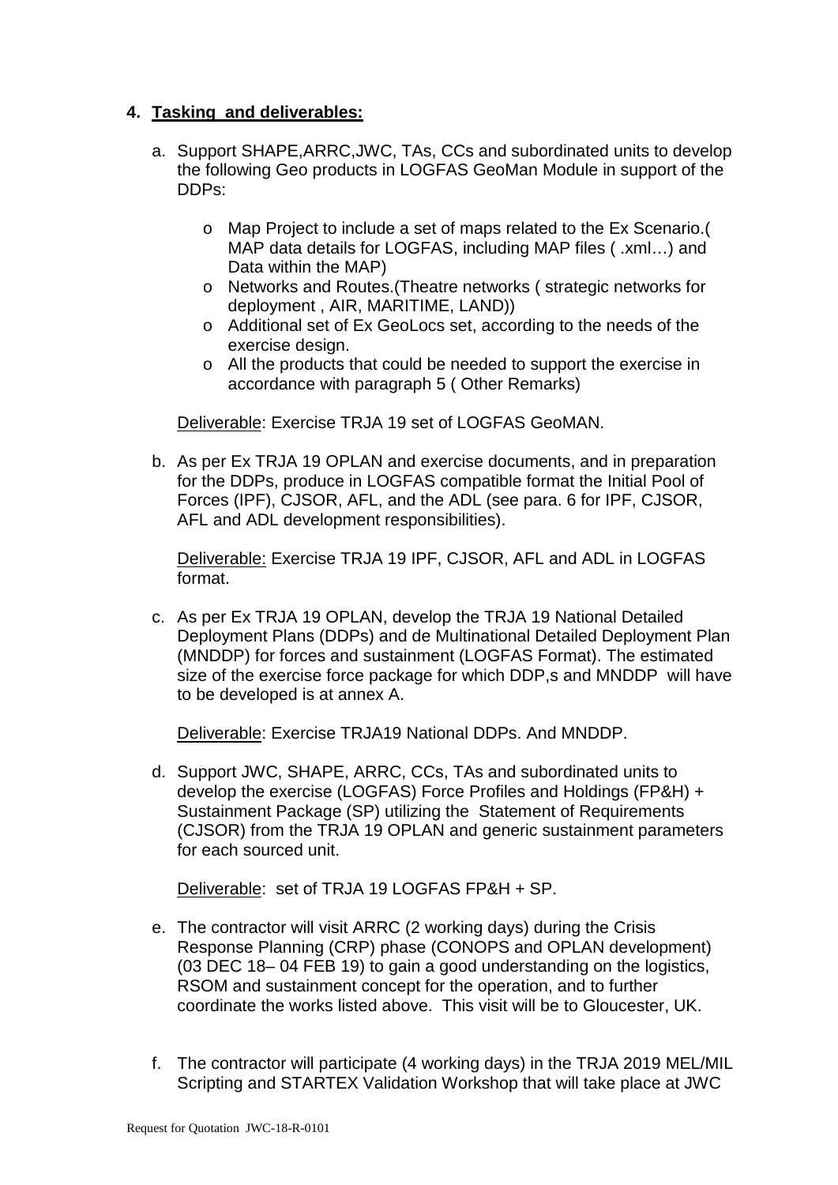4. **Tasking and deliverables:**

   a. Support SHAPE,ARRC,JWC, TAs, CCs and subordinated units to develop the following Geo products in LOGFAS GeoMan Module in support of the DDPs:

      - Map Project to include a set of maps related to the Ex Scenario.( MAP data details for LOGFAS, including MAP files ( .xml…) and Data within the MAP)
      - Networks and Routes.(Theatre networks ( strategic networks for deployment , AIR, MARITIME, LAND))
      - Additional set of Ex GeoLocs set, according to the needs of the exercise design.
      - All the products that could be needed to support the exercise in accordance with paragraph 5 ( Other Remarks)

      Deliverable: Exercise TRJA 19 set of LOGFAS GeoMAN.

   b. As per Ex TRJA 19 OPLAN and exercise documents, and in preparation for the DDPs, produce in LOGFAS compatible format the Initial Pool of Forces (IPF), CJSOR, AFL, and the ADL (see para. 6 for IPF, CJSOR, AFL and ADL development responsibilities).

      Deliverable: Exercise TRJA 19 IPF, CJSOR, AFL and ADL in LOGFAS format.

   c. As per Ex TRJA 19 OPLAN, develop the TRJA 19 National Detailed Deployment Plans (DDPs) and de Multinational Detailed Deployment Plan (MNDDP) for forces and sustainment (LOGFAS Format). The estimated size of the exercise force package for which DDP,s and MNDDP will have to be developed is at annex A.

      Deliverable: Exercise TRJA19 National DDPs. And MNDDP.

   d. Support JWC, SHAPE, ARRC, CCs, TAs and subordinated units to develop the exercise (LOGFAS) Force Profiles and Holdings (FP&H) + Sustainment Package (SP) utilizing the Statement of Requirements (CJSOR) from the TRJA 19 OPLAN and generic sustainment parameters for each sourced unit.

      Deliverable: set of TRJA 19 LOGFAS FP&H + SP.

   e. The contractor will visit ARRC (2 working days) during the Crisis Response Planning (CRP) phase (CONOPS and OPLAN development) (03 DEC 18– 04 FEB 19) to gain a good understanding on the logistics, RSOM and sustainment concept for the operation, and to further coordinate the works listed above. This visit will be to Gloucester, UK.

   f. The contractor will participate (4 working days) in the TRJA 2019 MEL/MIL Scripting and STARTEX Validation Workshop that will take place at JWC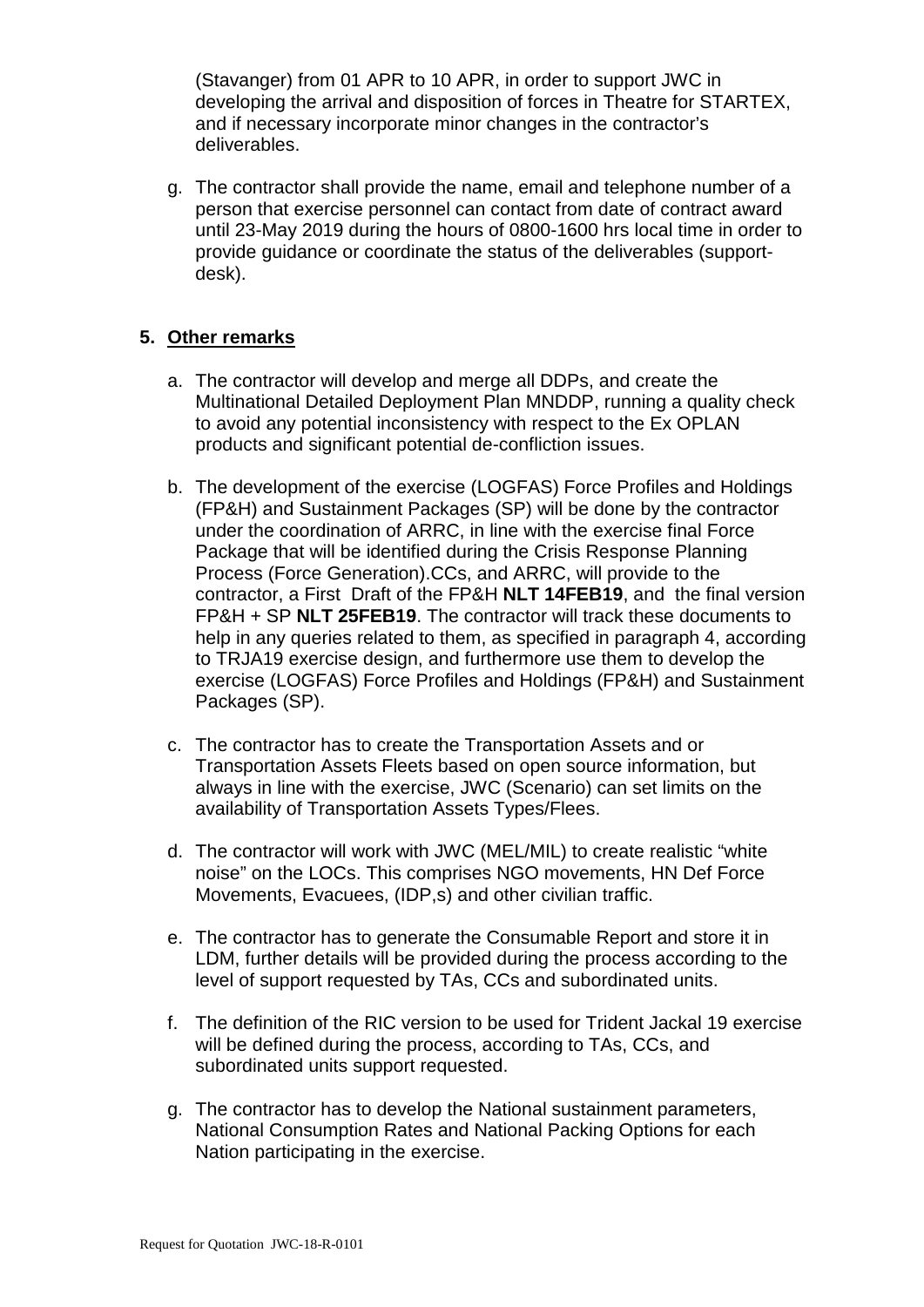(Stavanger) from 01 APR to 10 APR, in order to support JWC in developing the arrival and disposition of forces in Theatre for STARTEX, and if necessary incorporate minor changes in the contractor's deliverables.

g. The contractor shall provide the name, email and telephone number of a person that exercise personnel can contact from date of contract award until 23-May 2019 during the hours of 0800-1600 hrs local time in order to provide guidance or coordinate the status of the deliverables (support-desk).

**5. Other remarks**

a. The contractor will develop and merge all DDPs, and create the Multinational Detailed Deployment Plan MNDDP, running a quality check to avoid any potential inconsistency with respect to the Ex OPLAN products and significant potential de-confliction issues.

b. The development of the exercise (LOGFAS) Force Profiles and Holdings (FP&H) and Sustainment Packages (SP) will be done by the contractor under the coordination of ARRC, in line with the exercise final Force Package that will be identified during the Crisis Response Planning Process (Force Generation).CCs, and ARRC, will provide to the contractor, a First Draft of the FP&H **NLT 14FEB19**, and the final version FP&H + SP **NLT 25FEB19**. The contractor will track these documents to help in any queries related to them, as specified in paragraph 4, according to TRJA19 exercise design, and furthermore use them to develop the exercise (LOGFAS) Force Profiles and Holdings (FP&H) and Sustainment Packages (SP).

c. The contractor has to create the Transportation Assets and or Transportation Assets Fleets based on open source information, but always in line with the exercise, JWC (Scenario) can set limits on the availability of Transportation Assets Types/Flees.

d. The contractor will work with JWC (MEL/MIL) to create realistic "white noise" on the LOCs. This comprises NGO movements, HN Def Force Movements, Evacuees, (IDP,s) and other civilian traffic.

e. The contractor has to generate the Consumable Report and store it in LDM, further details will be provided during the process according to the level of support requested by TAs, CCs and subordinated units.

f. The definition of the RIC version to be used for Trident Jackal 19 exercise will be defined during the process, according to TAs, CCs, and subordinated units support requested.

g. The contractor has to develop the National sustainment parameters, National Consumption Rates and National Packing Options for each Nation participating in the exercise.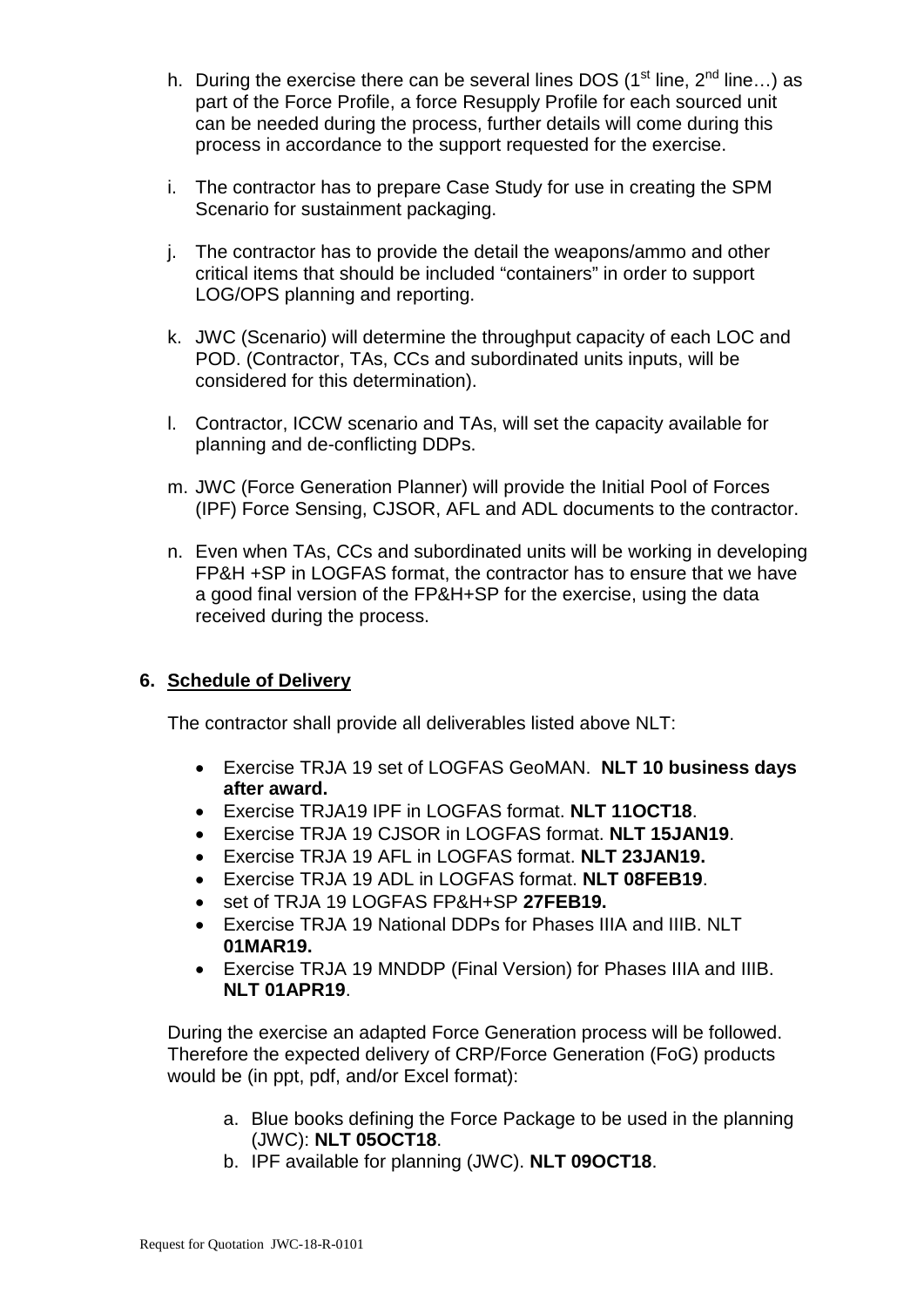h. During the exercise there can be several lines DOS (1st line, 2nd line…) as part of the Force Profile, a force Resupply Profile for each sourced unit can be needed during the process, further details will come during this process in accordance to the support requested for the exercise.

i. The contractor has to prepare Case Study for use in creating the SPM Scenario for sustainment packaging.

j. The contractor has to provide the detail the weapons/ammo and other critical items that should be included "containers" in order to support LOG/OPS planning and reporting.

k. JWC (Scenario) will determine the throughput capacity of each LOC and POD. (Contractor, TAs, CCs and subordinated units inputs, will be considered for this determination).

l. Contractor, ICCW scenario and TAs, will set the capacity available for planning and de-conflicting DDPs.

m. JWC (Force Generation Planner) will provide the Initial Pool of Forces (IPF) Force Sensing, CJSOR, AFL and ADL documents to the contractor.

n. Even when TAs, CCs and subordinated units will be working in developing FP&H +SP in LOGFAS format, the contractor has to ensure that we have a good final version of the FP&H+SP for the exercise, using the data received during the process.

## 6. Schedule of Delivery

The contractor shall provide all deliverables listed above NLT:

- Exercise TRJA 19 set of LOGFAS GeoMAN. **NLT 10 business days after award.**
- Exercise TRJA19 IPF in LOGFAS format. **NLT 11OCT18**.
- Exercise TRJA 19 CJSOR in LOGFAS format. **NLT 15JAN19**.
- Exercise TRJA 19 AFL in LOGFAS format. **NLT 23JAN19.**
- Exercise TRJA 19 ADL in LOGFAS format. **NLT 08FEB19**.
- set of TRJA 19 LOGFAS FP&H+SP **27FEB19.**
- Exercise TRJA 19 National DDPs for Phases IIIA and IIIB. NLT **01MAR19.**
- Exercise TRJA 19 MNDDP (Final Version) for Phases IIIA and IIIB. **NLT 01APR19**.

During the exercise an adapted Force Generation process will be followed. Therefore the expected delivery of CRP/Force Generation (FoG) products would be (in ppt, pdf, and/or Excel format):

a. Blue books defining the Force Package to be used in the planning (JWC): **NLT 05OCT18**.
b. IPF available for planning (JWC). **NLT 09OCT18**.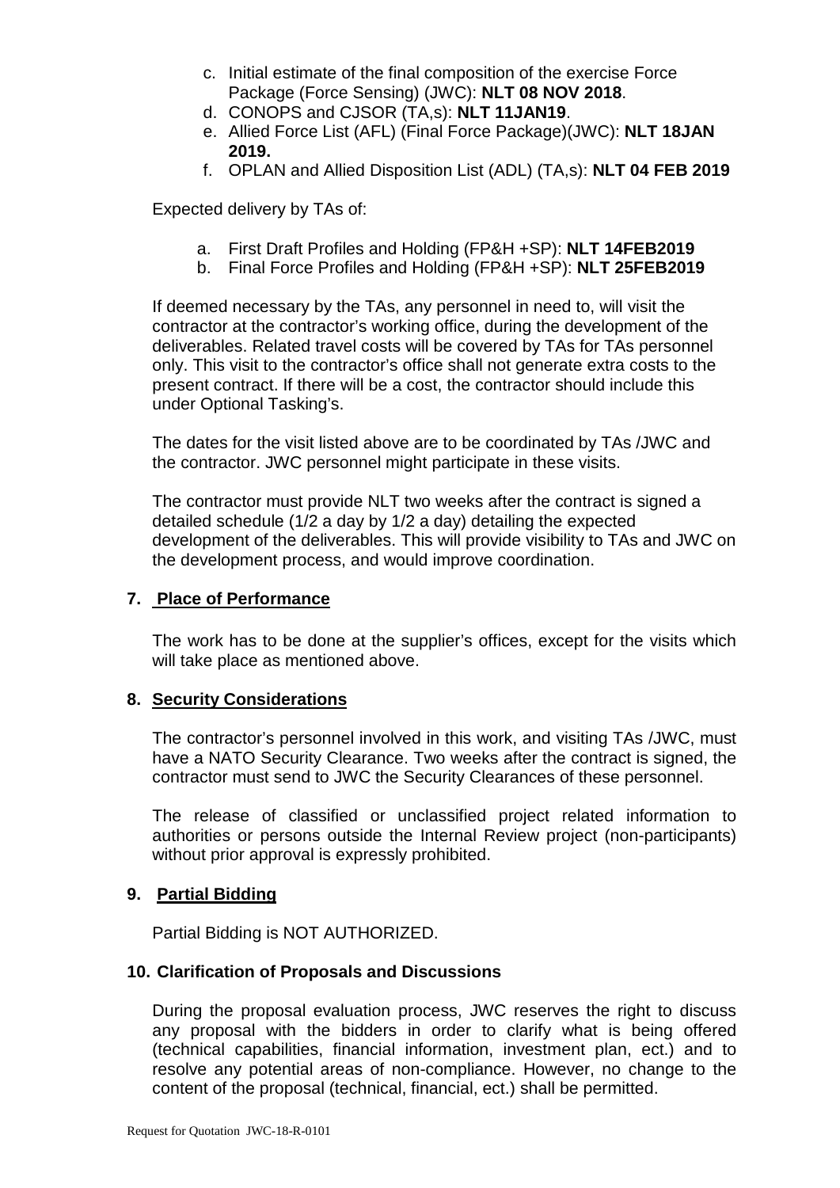c. Initial estimate of the final composition of the exercise Force Package (Force Sensing) (JWC): **NLT 08 NOV 2018**.
d. CONOPS and CJSOR (TA,s): **NLT 11JAN19**.
e. Allied Force List (AFL) (Final Force Package)(JWC): **NLT 18JAN 2019.**
f. OPLAN and Allied Disposition List (ADL) (TA,s): **NLT 04 FEB 2019**

Expected delivery by TAs of:

a. First Draft Profiles and Holding (FP&H +SP): **NLT 14FEB2019**
b. Final Force Profiles and Holding (FP&H +SP): **NLT 25FEB2019**

If deemed necessary by the TAs, any personnel in need to, will visit the contractor at the contractor's working office, during the development of the deliverables. Related travel costs will be covered by TAs for TAs personnel only. This visit to the contractor's office shall not generate extra costs to the present contract. If there will be a cost, the contractor should include this under Optional Tasking's.

The dates for the visit listed above are to be coordinated by TAs /JWC and the contractor. JWC personnel might participate in these visits.

The contractor must provide NLT two weeks after the contract is signed a detailed schedule (1/2 a day by 1/2 a day) detailing the expected development of the deliverables. This will provide visibility to TAs and JWC on the development process, and would improve coordination.

## 7. Place of Performance

The work has to be done at the supplier's offices, except for the visits which will take place as mentioned above.

## 8. Security Considerations

The contractor's personnel involved in this work, and visiting TAs /JWC, must have a NATO Security Clearance. Two weeks after the contract is signed, the contractor must send to JWC the Security Clearances of these personnel.

The release of classified or unclassified project related information to authorities or persons outside the Internal Review project (non-participants) without prior approval is expressly prohibited.

## 9. Partial Bidding

Partial Bidding is NOT AUTHORIZED.

## 10. Clarification of Proposals and Discussions

During the proposal evaluation process, JWC reserves the right to discuss any proposal with the bidders in order to clarify what is being offered (technical capabilities, financial information, investment plan, ect.) and to resolve any potential areas of non-compliance. However, no change to the content of the proposal (technical, financial, ect.) shall be permitted.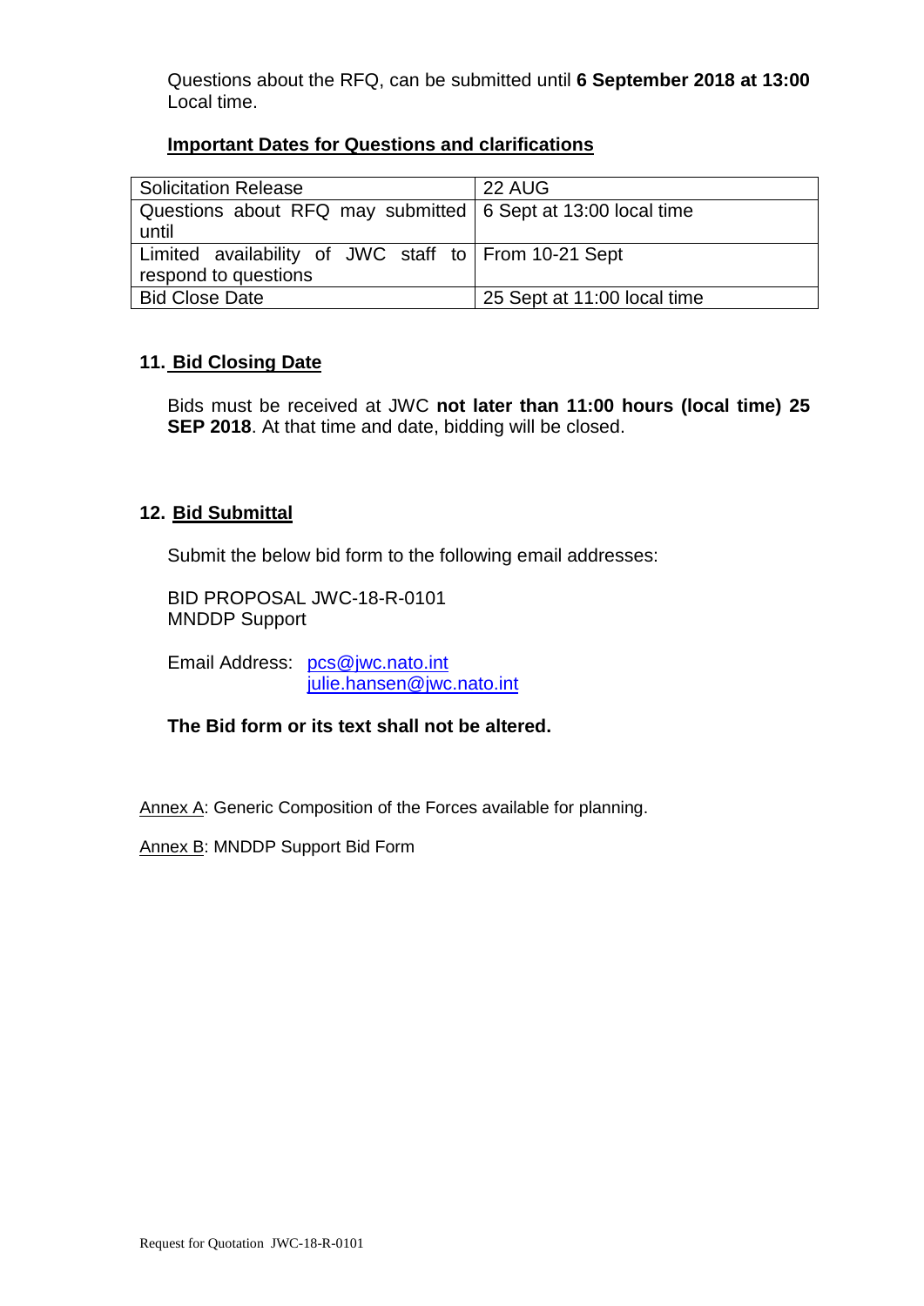Questions about the RFQ, can be submitted until **6 September 2018 at 13:00** Local time.

**Important Dates for Questions and clarifications**

| | |
|---|---|
| Solicitation Release | 22 AUG |
| Questions about RFQ may submitted until | 6 Sept at 13:00 local time |
| Limited availability of JWC staff to respond to questions | From 10-21 Sept |
| Bid Close Date | 25 Sept at 11:00 local time |

## 11. Bid Closing Date

Bids must be received at JWC **not later than 11:00 hours (local time) 25 SEP 2018**. At that time and date, bidding will be closed.

## 12. Bid Submittal

Submit the below bid form to the following email addresses:

BID PROPOSAL JWC-18-R-0101
MNDDP Support

Email Address: pcs@jwc.nato.int
julie.hansen@jwc.nato.int

**The Bid form or its text shall not be altered.**

Annex A: Generic Composition of the Forces available for planning.

Annex B: MNDDP Support Bid Form